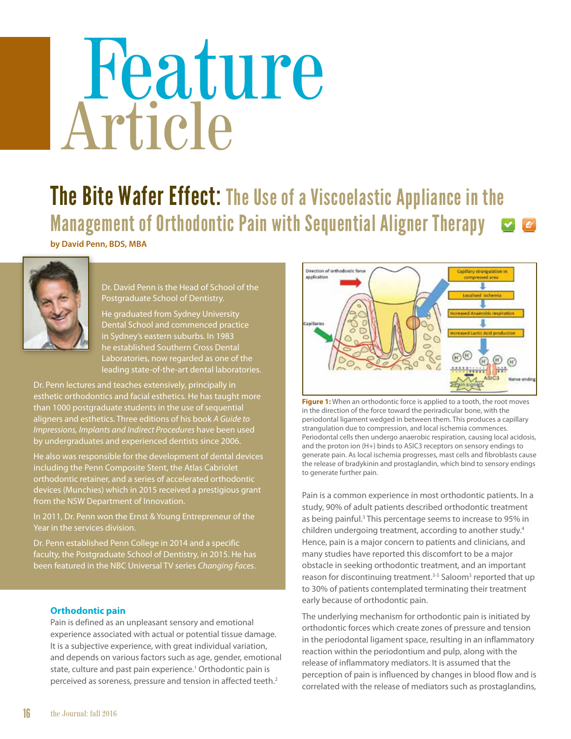# Feature Article

## The Bite Wafer Effect: The Use of a Viscoelastic Appliance in the Management of Orthodontic Pain with Sequential Aligner Therapy

**by David Penn, BDS, MBA**

Dr. David Penn is the Head of School of the Postgraduate School of Dentistry.

He graduated from Sydney University Dental School and commenced practice in Sydney's eastern suburbs. In 1983 he established Southern Cross Dental Laboratories, now regarded as one of the leading state-of-the-art dental laboratories.

Dr. Penn lectures and teaches extensively, principally in esthetic orthodontics and facial esthetics. He has taught more than 1000 postgraduate students in the use of sequential aligners and esthetics. Three editions of his book *A Guide to Impressions, Implants and Indirect Procedures* have been used by undergraduates and experienced dentists since 2006.

He also was responsible for the development of dental devices including the Penn Composite Stent, the Atlas Cabriolet orthodontic retainer, and a series of accelerated orthodontic devices (Munchies) which in 2015 received a prestigious grant from the NSW Department of Innovation.

In 2011, Dr. Penn won the Ernst & Young Entrepreneur of the Year in the services division.

Dr. Penn established Penn College in 2014 and a specific faculty, the Postgraduate School of Dentistry, in 2015. He has been featured in the NBC Universal TV series *Changing Faces*.

### Orthodontic pain

Pain is defined as an unpleasant sensory and emotional experience associated with actual or potential tissue damage. It is a subjective experience, with great individual variation, and depends on various factors such as age, gender, emotional state, culture and past pain experience.[1] Orthodontic pain is perceived as soreness, pressure and tension in affected teeth.[2]

**Figure 1:** When an orthodontic force is applied to a tooth, the root moves in the direction of the force toward the periradicular bone, with the periodontal ligament wedged in between them. This produces a capillary strangulation due to compression, and local ischemia commences. Periodontal cells then undergo anaerobic respiration, causing local acidosis, and the proton ion (H+) binds to ASIC3 receptors on sensory endings to generate pain. As local ischemia progresses, mast cells and fibroblasts cause the release of bradykinin and prostaglandin, which bind to sensory endings to generate further pain.

Pain is a common experience in most orthodontic patients. In a study, 90% of adult patients described orthodontic treatment as being painful.[3] This percentage seems to increase to 95% in children undergoing treatment, according to another study.[4] Hence, pain is a major concern to patients and clinicians, and many studies have reported this discomfort to be a major obstacle in seeking orthodontic treatment, and an important reason for discontinuing treatment.[3-5] Saloom[3] reported that up to 30% of patients contemplated terminating their treatment early because of orthodontic pain.

The underlying mechanism for orthodontic pain is initiated by orthodontic forces which create zones of pressure and tension in the periodontal ligament space, resulting in an inflammatory reaction within the periodontium and pulp, along with the release of inflammatory mediators. It is assumed that the perception of pain is influenced by changes in blood flow and is correlated with the release of mediators such as prostaglandins,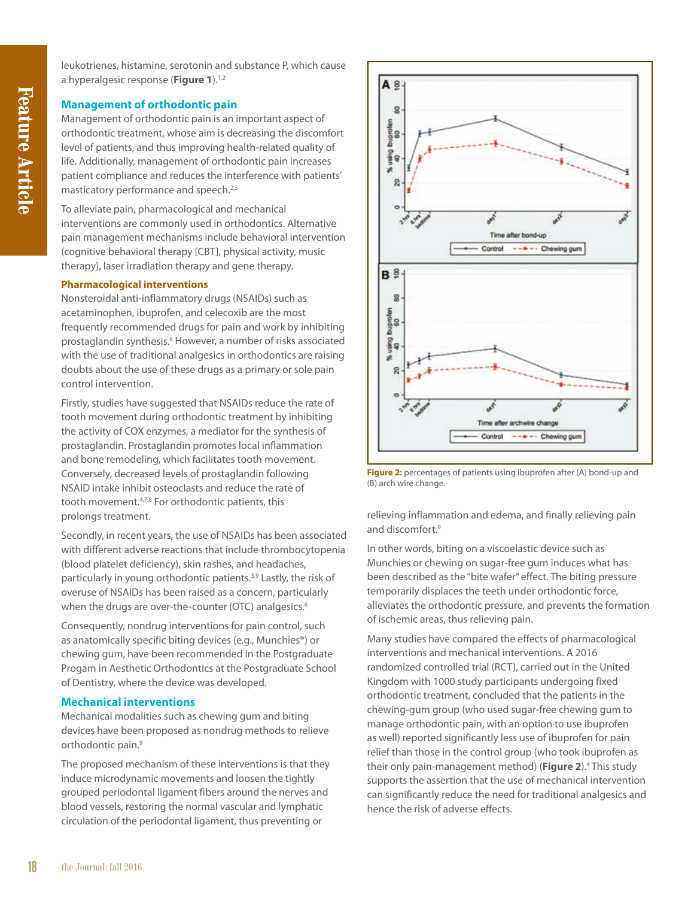leukotrienes, histamine, serotonin and substance P, which cause a hyperalgesic response (**Figure 1**).[1,2]

## Management of orthodontic pain

Management of orthodontic pain is an important aspect of orthodontic treatment, whose aim is decreasing the discomfort level of patients, and thus improving health-related quality of life. Additionally, management of orthodontic pain increases patient compliance and reduces the interference with patients' masticatory performance and speech.[2,5]

To alleviate pain, pharmacological and mechanical interventions are commonly used in orthodontics. Alternative pain management mechanisms include behavioral intervention (cognitive behavioral therapy [CBT], physical activity, music therapy), laser irradiation therapy and gene therapy.

### Pharmacological interventions

Nonsteroidal anti-inflammatory drugs (NSAIDs) such as acetaminophen, ibuprofen, and celecoxib are the most frequently recommended drugs for pain and work by inhibiting prostaglandin synthesis.[6] However, a number of risks associated with the use of traditional analgesics in orthodontics are raising doubts about the use of these drugs as a primary or sole pain control intervention.

Firstly, studies have suggested that NSAIDs reduce the rate of tooth movement during orthodontic treatment by inhibiting the activity of COX enzymes, a mediator for the synthesis of prostaglandin. Prostaglandin promotes local inflammation and bone remodeling, which facilitates tooth movement. Conversely, decreased levels of prostaglandin following NSAID intake inhibit osteoclasts and reduce the rate of tooth movement.[4,7,8] For orthodontic patients, this prolongs treatment.

Secondly, in recent years, the use of NSAIDs has been associated with different adverse reactions that include thrombocytopenia (blood platelet deficiency), skin rashes, and headaches, particularly in young orthodontic patients.[3,9] Lastly, the risk of overuse of NSAIDs has been raised as a concern, particularly when the drugs are over-the-counter (OTC) analgesics.[6]

Consequently, nondrug interventions for pain control, such as anatomically specific biting devices (e.g., Munchies®) or chewing gum, have been recommended in the Postgraduate Progam in Aesthetic Orthodontics at the Postgraduate School of Dentistry, where the device was developed.

## Mechanical interventions

Mechanical modalities such as chewing gum and biting devices have been proposed as nondrug methods to relieve orthodontic pain.[9]

The proposed mechanism of these interventions is that they induce microdynamic movements and loosen the tightly grouped periodontal ligament fibers around the nerves and blood vessels, restoring the normal vascular and lymphatic circulation of the periodontal ligament, thus preventing or relieving inflammation and edema, and finally relieving pain and discomfort.[9]

**Figure 2:** percentages of patients using ibuprofen after (A) bond-up and (B) arch wire change.

In other words, biting on a viscoelastic device such as Munchies or chewing on sugar-free gum induces what has been described as the "bite wafer" effect. The biting pressure temporarily displaces the teeth under orthodontic force, alleviates the orthodontic pressure, and prevents the formation of ischemic areas, thus relieving pain.

Many studies have compared the effects of pharmacological interventions and mechanical interventions. A 2016 randomized controlled trial (RCT), carried out in the United Kingdom with 1000 study participants undergoing fixed orthodontic treatment, concluded that the patients in the chewing-gum group (who used sugar-free chewing gum to manage orthodontic pain, with an option to use ibuprofen as well) reported significantly less use of ibuprofen for pain relief than those in the control group (who took ibuprofen as their only pain-management method) (**Figure 2**).[4] This study supports the assertion that the use of mechanical intervention can significantly reduce the need for traditional analgesics and hence the risk of adverse effects.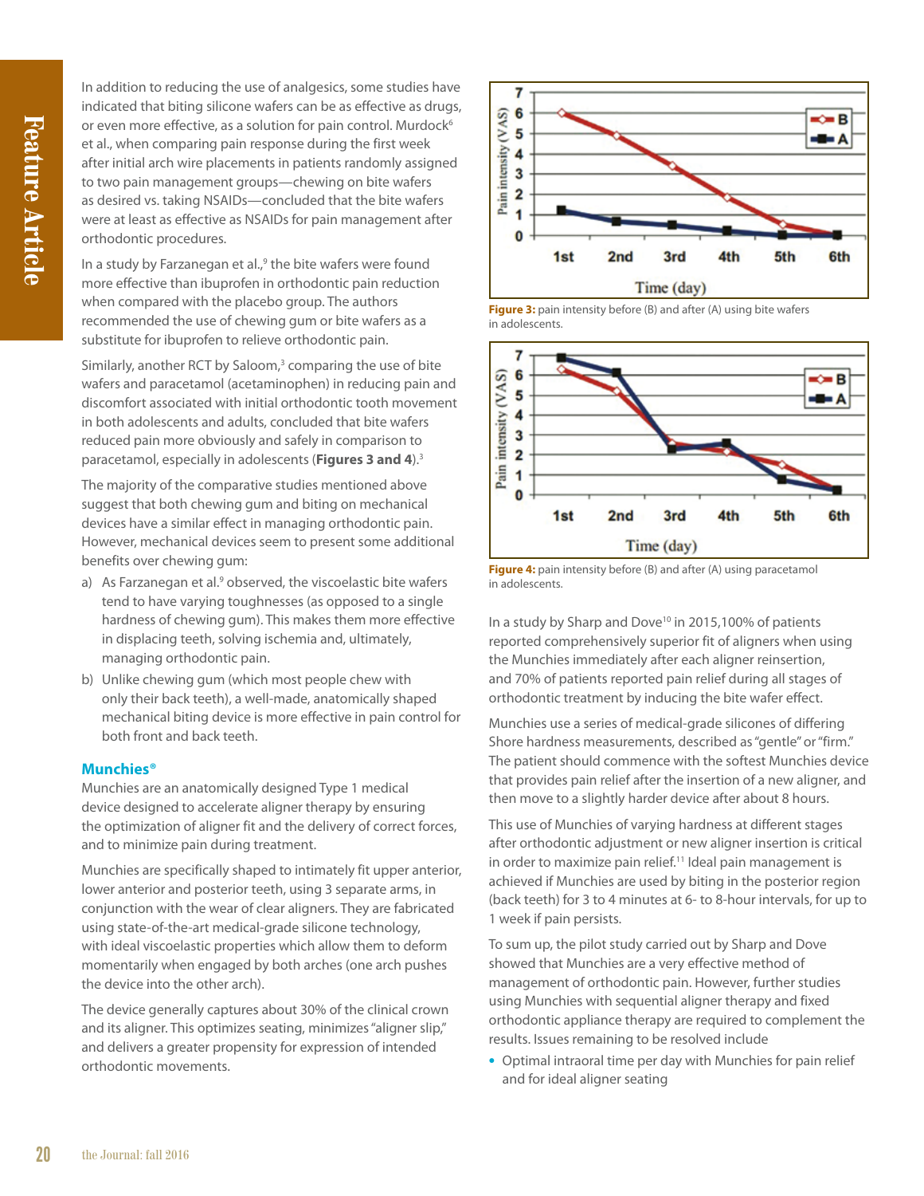In addition to reducing the use of analgesics, some studies have indicated that biting silicone wafers can be as effective as drugs, or even more effective, as a solution for pain control. Murdock[6] et al., when comparing pain response during the first week after initial arch wire placements in patients randomly assigned to two pain management groups—chewing on bite wafers as desired vs. taking NSAIDs—concluded that the bite wafers were at least as effective as NSAIDs for pain management after orthodontic procedures.

In a study by Farzanegan et al.,[9] the bite wafers were found more effective than ibuprofen in orthodontic pain reduction when compared with the placebo group. The authors recommended the use of chewing gum or bite wafers as a substitute for ibuprofen to relieve orthodontic pain.

Similarly, another RCT by Saloom,[3] comparing the use of bite wafers and paracetamol (acetaminophen) in reducing pain and discomfort associated with initial orthodontic tooth movement in both adolescents and adults, concluded that bite wafers reduced pain more obviously and safely in comparison to paracetamol, especially in adolescents (**Figures 3 and 4**).[3]

The majority of the comparative studies mentioned above suggest that both chewing gum and biting on mechanical devices have a similar effect in managing orthodontic pain. However, mechanical devices seem to present some additional benefits over chewing gum:

a) As Farzanegan et al.[9] observed, the viscoelastic bite wafers tend to have varying toughnesses (as opposed to a single hardness of chewing gum). This makes them more effective in displacing teeth, solving ischemia and, ultimately, managing orthodontic pain.
b) Unlike chewing gum (which most people chew with only their back teeth), a well-made, anatomically shaped mechanical biting device is more effective in pain control for both front and back teeth.

### Munchies®

Munchies are an anatomically designed Type 1 medical device designed to accelerate aligner therapy by ensuring the optimization of aligner fit and the delivery of correct forces, and to minimize pain during treatment.

Munchies are specifically shaped to intimately fit upper anterior, lower anterior and posterior teeth, using 3 separate arms, in conjunction with the wear of clear aligners. They are fabricated using state-of-the-art medical-grade silicone technology, with ideal viscoelastic properties which allow them to deform momentarily when engaged by both arches (one arch pushes the device into the other arch).

The device generally captures about 30% of the clinical crown and its aligner. This optimizes seating, minimizes "aligner slip," and delivers a greater propensity for expression of intended orthodontic movements.

**Figure 3:** pain intensity before (B) and after (A) using bite wafers in adolescents.

**Figure 4:** pain intensity before (B) and after (A) using paracetamol in adolescents.

In a study by Sharp and Dove[10] in 2015,100% of patients reported comprehensively superior fit of aligners when using the Munchies immediately after each aligner reinsertion, and 70% of patients reported pain relief during all stages of orthodontic treatment by inducing the bite wafer effect.

Munchies use a series of medical-grade silicones of differing Shore hardness measurements, described as "gentle" or "firm." The patient should commence with the softest Munchies device that provides pain relief after the insertion of a new aligner, and then move to a slightly harder device after about 8 hours.

This use of Munchies of varying hardness at different stages after orthodontic adjustment or new aligner insertion is critical in order to maximize pain relief.[11] Ideal pain management is achieved if Munchies are used by biting in the posterior region (back teeth) for 3 to 4 minutes at 6- to 8-hour intervals, for up to 1 week if pain persists.

To sum up, the pilot study carried out by Sharp and Dove showed that Munchies are a very effective method of management of orthodontic pain. However, further studies using Munchies with sequential aligner therapy and fixed orthodontic appliance therapy are required to complement the results. Issues remaining to be resolved include

- Optimal intraoral time per day with Munchies for pain relief and for ideal aligner seating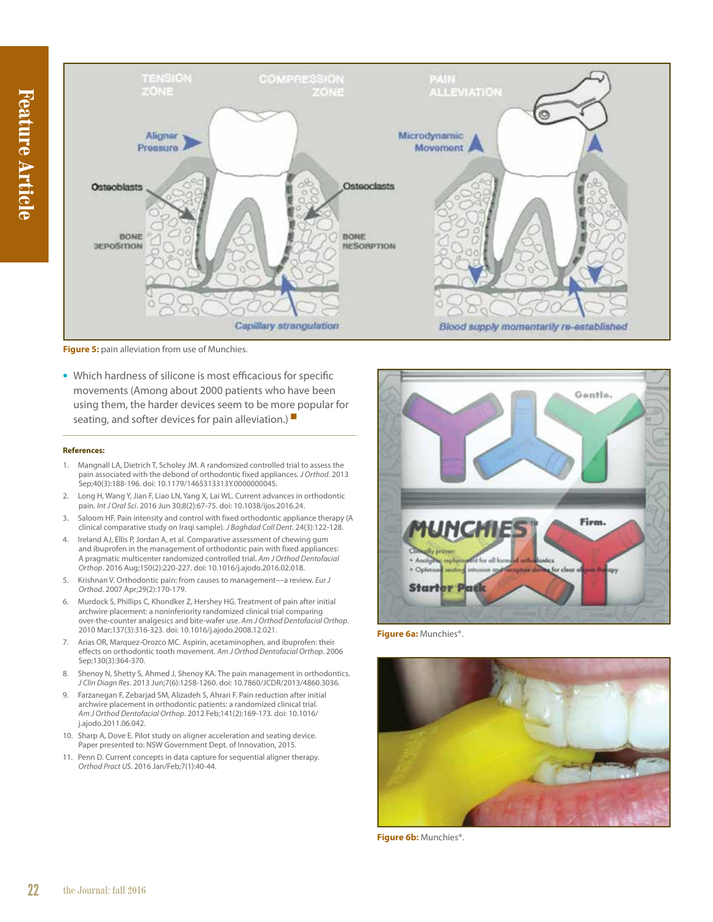Figure 5: pain alleviation from use of Munchies.

- Which hardness of silicone is most efficacious for specific movements (Among about 2000 patients who have been using them, the harder devices seem to be more popular for seating, and softer devices for pain alleviation.) ■

**References:**

1. Mangnall LA, Dietrich T, Scholey JM. A randomized controlled trial to assess the pain associated with the debond of orthodontic fixed appliances. *J Orthod*. 2013 Sep;40(3):188-196. doi: 10.1179/1465313313Y.0000000045.
2. Long H, Wang Y, Jian F, Liao LN, Yang X, Lai WL. Current advances in orthodontic pain. *Int J Oral Sci*. 2016 Jun 30;8(2):67-75. doi: 10.1038/ijos.2016.24.
3. Saloom HF. Pain intensity and control with fixed orthodontic appliance therapy (A clinical comparative study on Iraqi sample). *J Baghdad Coll Dent*. 24(3):122-128.
4. Ireland AJ, Ellis P, Jordan A, et al. Comparative assessment of chewing gum and ibuprofen in the management of orthodontic pain with fixed appliances: A pragmatic multicenter randomized controlled trial. *Am J Orthod Dentofacial Orthop*. 2016 Aug;150(2):220-227. doi: 10.1016/j.ajodo.2016.02.018.
5. Krishnan V. Orthodontic pain: from causes to management—a review. *Eur J Orthod*. 2007 Apr;29(2):170-179.
6. Murdock S, Phillips C, Khondker Z, Hershey HG. Treatment of pain after initial archwire placement: a noninferiority randomized clinical trial comparing over-the-counter analgesics and bite-wafer use. *Am J Orthod Dentofacial Orthop*. 2010 Mar;137(3):316-323. doi: 10.1016/j.ajodo.2008.12.021.
7. Arias OR, Marquez-Orozco MC. Aspirin, acetaminophen, and ibuprofen: their effects on orthodontic tooth movement. *Am J Orthod Dentofacial Orthop*. 2006 Sep;130(3):364-370.
8. Shenoy N, Shetty S, Ahmed J, Shenoy KA. The pain management in orthodontics. *J Clin Diagn Res*. 2013 Jun;7(6):1258-1260. doi: 10.7860/JCDR/2013/4860.3036.
9. Farzanegan F, Zebarjad SM, Alizadeh S, Ahrari F. Pain reduction after initial archwire placement in orthodontic patients: a randomized clinical trial. *Am J Orthod Dentofacial Orthop*. 2012 Feb;141(2):169-173. doi: 10.1016/j.ajodo.2011.06.042.
10. Sharp A, Dove E. Pilot study on aligner acceleration and seating device. Paper presented to: NSW Government Dept. of Innovation, 2015.
11. Penn D. Current concepts in data capture for sequential aligner therapy. *Orthod Pract US*. 2016 Jan/Feb;7(1):40-44.

Figure 6a: Munchies®.

Figure 6b: Munchies®.